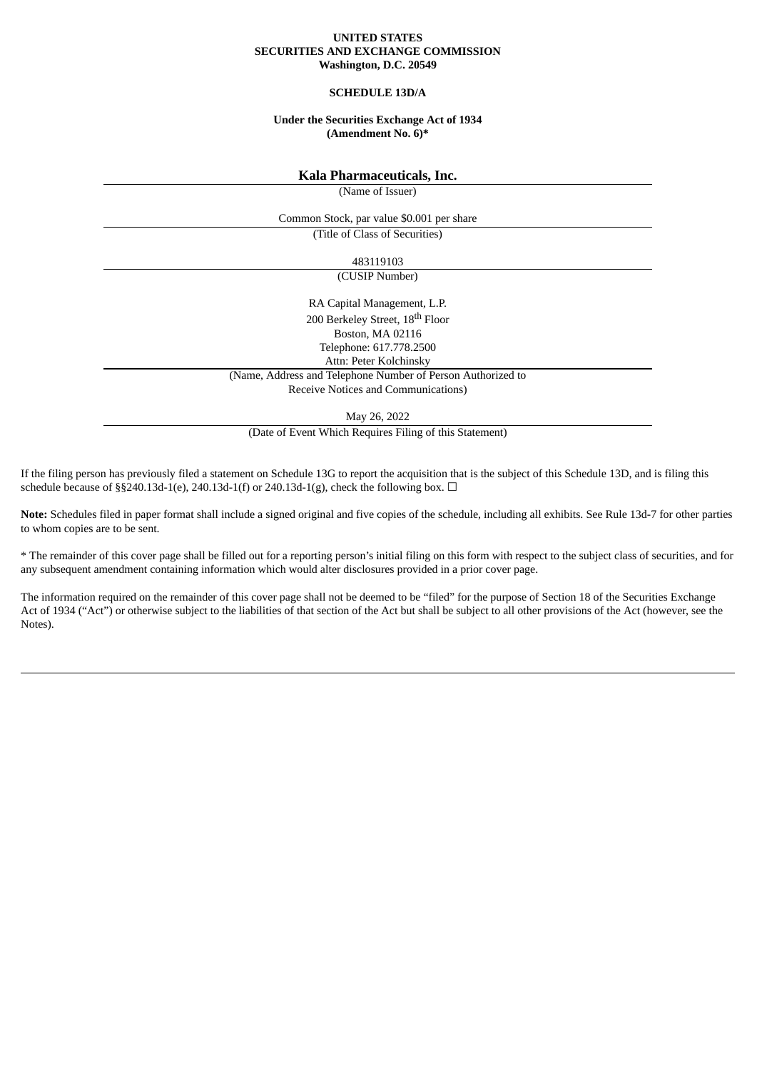**UNITED STATES**
**SECURITIES AND EXCHANGE COMMISSION**
**Washington, D.C. 20549**

**SCHEDULE 13D/A**

**Under the Securities Exchange Act of 1934**
**(Amendment No. 6)***

**Kala Pharmaceuticals, Inc.**

(Name of Issuer)

Common Stock, par value $0.001 per share

(Title of Class of Securities)

483119103

(CUSIP Number)

RA Capital Management, L.P.
200 Berkeley Street, 18th Floor
Boston, MA 02116
Telephone: 617.778.2500
Attn: Peter Kolchinsky

(Name, Address and Telephone Number of Person Authorized to Receive Notices and Communications)

May 26, 2022

(Date of Event Which Requires Filing of this Statement)

If the filing person has previously filed a statement on Schedule 13G to report the acquisition that is the subject of this Schedule 13D, and is filing this schedule because of §§240.13d-1(e), 240.13d-1(f) or 240.13d-1(g), check the following box. ☐

**Note:** Schedules filed in paper format shall include a signed original and five copies of the schedule, including all exhibits. See Rule 13d-7 for other parties to whom copies are to be sent.

* The remainder of this cover page shall be filled out for a reporting person's initial filing on this form with respect to the subject class of securities, and for any subsequent amendment containing information which would alter disclosures provided in a prior cover page.

The information required on the remainder of this cover page shall not be deemed to be "filed" for the purpose of Section 18 of the Securities Exchange Act of 1934 ("Act") or otherwise subject to the liabilities of that section of the Act but shall be subject to all other provisions of the Act (however, see the Notes).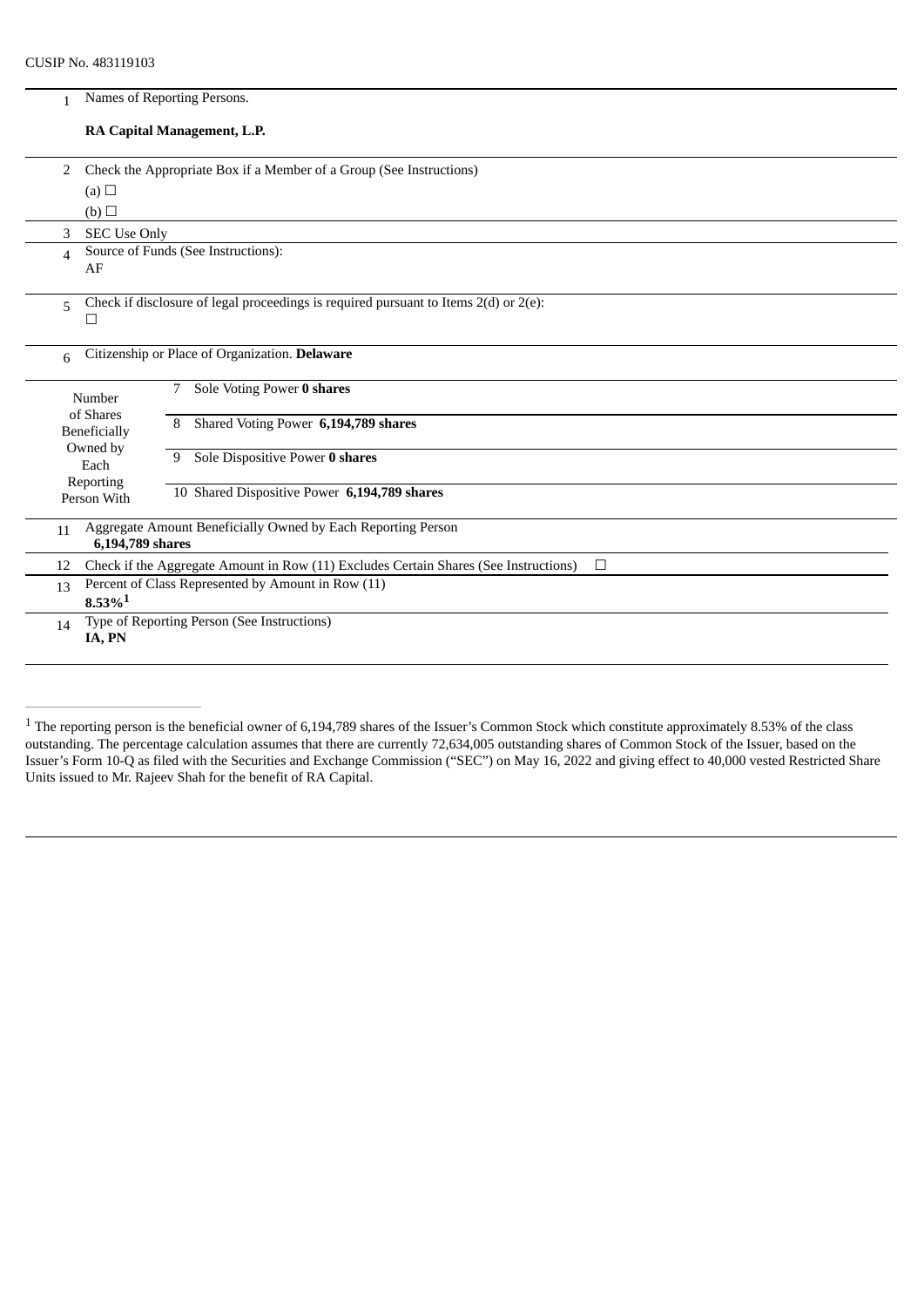CUSIP No. 483119103

| | | |
|---|---|---|
| 1 | Names of Reporting Persons.<br><br>**RA Capital Management, L.P.** | |
| 2 | Check the Appropriate Box if a Member of a Group (See Instructions)<br>(a) ☐<br>(b) ☐ | |
| 3 | SEC Use Only | |
| 4 | Source of Funds (See Instructions):<br>AF | |
| 5 | Check if disclosure of legal proceedings is required pursuant to Items 2(d) or 2(e):<br>☐ | |
| 6 | Citizenship or Place of Organization. **Delaware** | |
| Number of Shares Beneficially Owned by Each Reporting Person With | 7 | Sole Voting Power **0 shares** |
| | 8 | Shared Voting Power **6,194,789 shares** |
| | 9 | Sole Dispositive Power **0 shares** |
| | 10 | Shared Dispositive Power **6,194,789 shares** |
| 11 | Aggregate Amount Beneficially Owned by Each Reporting Person<br>**6,194,789 shares** | |
| 12 | Check if the Aggregate Amount in Row (11) Excludes Certain Shares (See Instructions) ☐ | |
| 13 | Percent of Class Represented by Amount in Row (11)<br>**8.53%**[1] | |
| 14 | Type of Reporting Person (See Instructions)<br>**IA, PN** | |

[1] The reporting person is the beneficial owner of 6,194,789 shares of the Issuer's Common Stock which constitute approximately 8.53% of the class outstanding. The percentage calculation assumes that there are currently 72,634,005 outstanding shares of Common Stock of the Issuer, based on the Issuer's Form 10-Q as filed with the Securities and Exchange Commission ("SEC") on May 16, 2022 and giving effect to 40,000 vested Restricted Share Units issued to Mr. Rajeev Shah for the benefit of RA Capital.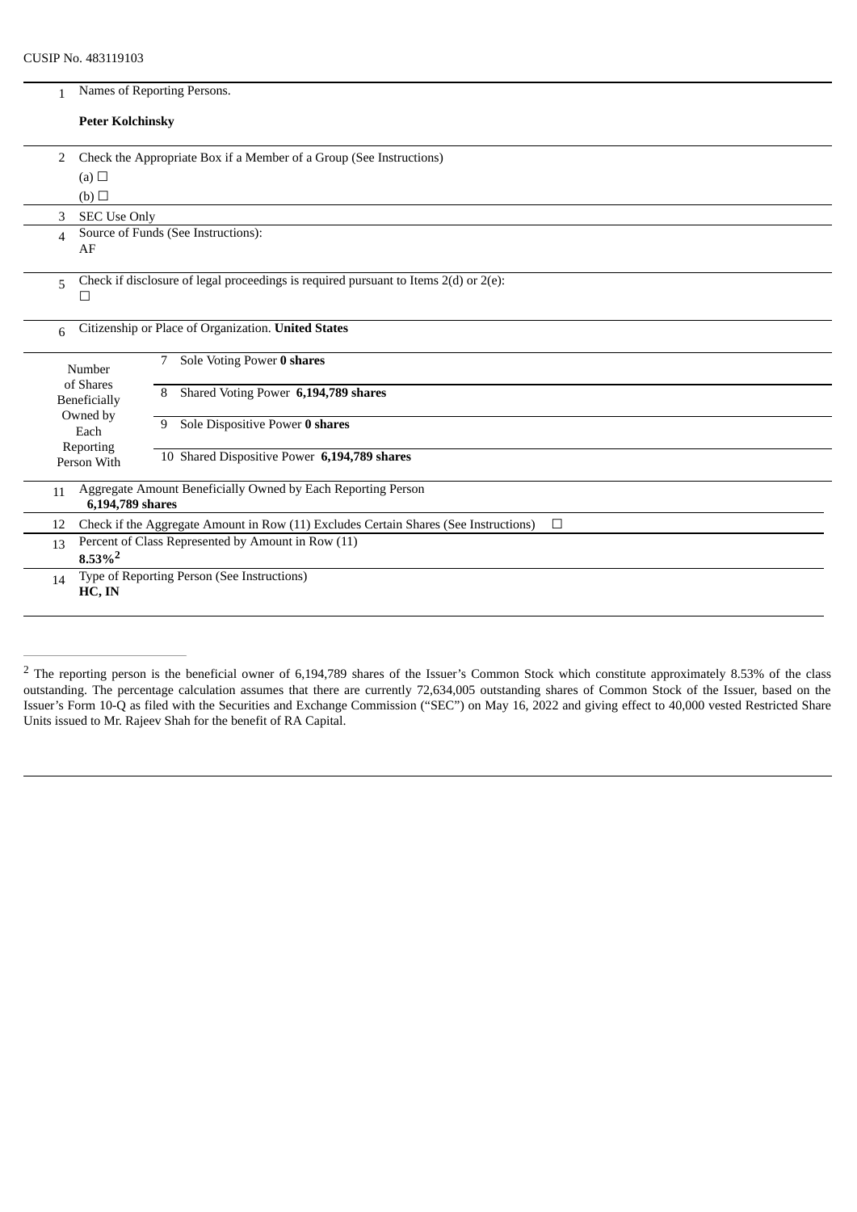CUSIP No. 483119103

| | | | |
|---|---|---|---|
| 1 | Names of Reporting Persons.<br><br>**Peter Kolchinsky** | | |
| 2 | Check the Appropriate Box if a Member of a Group (See Instructions)<br>(a) ☐<br>(b) ☐ | | |
| 3 | SEC Use Only | | |
| 4 | Source of Funds (See Instructions):<br>AF | | |
| 5 | Check if disclosure of legal proceedings is required pursuant to Items 2(d) or 2(e):<br>☐ | | |
| 6 | Citizenship or Place of Organization. **United States** | | |
| Number of Shares Beneficially Owned by Each Reporting Person With | | 7 | Sole Voting Power **0 shares** |
| | | 8 | Shared Voting Power **6,194,789 shares** |
| | | 9 | Sole Dispositive Power **0 shares** |
| | | 10 | Shared Dispositive Power **6,194,789 shares** |
| 11 | Aggregate Amount Beneficially Owned by Each Reporting Person<br>**6,194,789 shares** | | |
| 12 | Check if the Aggregate Amount in Row (11) Excludes Certain Shares (See Instructions) ☐ | | |
| 13 | Percent of Class Represented by Amount in Row (11)<br>**8.53%[2]** | | |
| 14 | Type of Reporting Person (See Instructions)<br>**HC, IN** | | |

[2] The reporting person is the beneficial owner of 6,194,789 shares of the Issuer's Common Stock which constitute approximately 8.53% of the class outstanding. The percentage calculation assumes that there are currently 72,634,005 outstanding shares of Common Stock of the Issuer, based on the Issuer's Form 10-Q as filed with the Securities and Exchange Commission ("SEC") on May 16, 2022 and giving effect to 40,000 vested Restricted Share Units issued to Mr. Rajeev Shah for the benefit of RA Capital.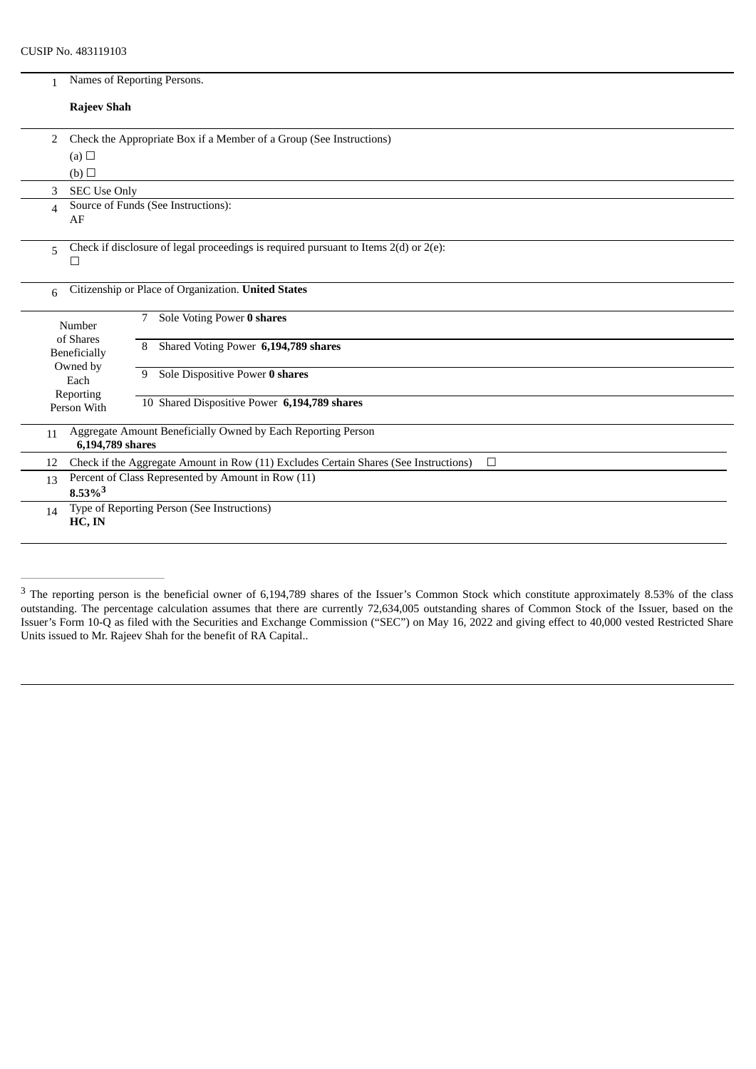CUSIP No. 483119103

| | | |
|---|---|---|
| 1 | Names of Reporting Persons.<br><br>**Rajeev Shah** | |
| 2 | Check the Appropriate Box if a Member of a Group (See Instructions)<br>(a) ☐<br>(b) ☐ | |
| 3 | SEC Use Only | |
| 4 | Source of Funds (See Instructions):<br>AF | |
| 5 | Check if disclosure of legal proceedings is required pursuant to Items 2(d) or 2(e):<br>☐ | |
| 6 | Citizenship or Place of Organization. **United States** | |
| Number of Shares Beneficially Owned by Each Reporting Person With | 7 | Sole Voting Power **0 shares** |
| | 8 | Shared Voting Power **6,194,789 shares** |
| | 9 | Sole Dispositive Power **0 shares** |
| | 10 | Shared Dispositive Power **6,194,789 shares** |
| 11 | Aggregate Amount Beneficially Owned by Each Reporting Person<br>**6,194,789 shares** | |
| 12 | Check if the Aggregate Amount in Row (11) Excludes Certain Shares (See Instructions) ☐ | |
| 13 | Percent of Class Represented by Amount in Row (11)<br>**8.53%**[3] | |
| 14 | Type of Reporting Person (See Instructions)<br>**HC, IN** | |

[3] The reporting person is the beneficial owner of 6,194,789 shares of the Issuer's Common Stock which constitute approximately 8.53% of the class outstanding. The percentage calculation assumes that there are currently 72,634,005 outstanding shares of Common Stock of the Issuer, based on the Issuer's Form 10-Q as filed with the Securities and Exchange Commission ("SEC") on May 16, 2022 and giving effect to 40,000 vested Restricted Share Units issued to Mr. Rajeev Shah for the benefit of RA Capital..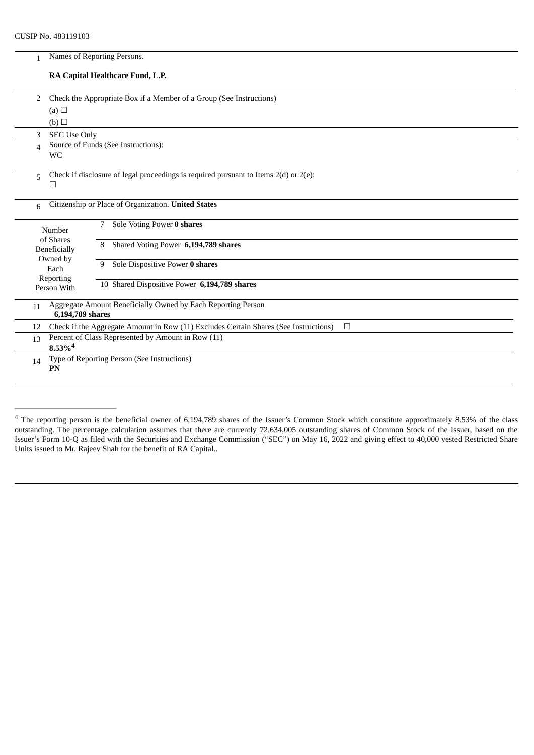CUSIP No. 483119103

| | | |
|---|---|---|
| 1 | Names of Reporting Persons.<br><br>**RA Capital Healthcare Fund, L.P.** | |
| 2 | Check the Appropriate Box if a Member of a Group (See Instructions)<br>(a) ☐<br>(b) ☐ | |
| 3 | SEC Use Only | |
| 4 | Source of Funds (See Instructions):<br>WC | |
| 5 | Check if disclosure of legal proceedings is required pursuant to Items 2(d) or 2(e):<br>☐ | |
| 6 | Citizenship or Place of Organization. **United States** | |
| Number of Shares Beneficially Owned by Each Reporting Person With | 7 | Sole Voting Power **0 shares** |
| | 8 | Shared Voting Power **6,194,789 shares** |
| | 9 | Sole Dispositive Power **0 shares** |
| | 10 | Shared Dispositive Power **6,194,789 shares** |
| 11 | Aggregate Amount Beneficially Owned by Each Reporting Person<br>**6,194,789 shares** | |
| 12 | Check if the Aggregate Amount in Row (11) Excludes Certain Shares (See Instructions) ☐ | |
| 13 | Percent of Class Represented by Amount in Row (11)<br>**8.53%[4]** | |
| 14 | Type of Reporting Person (See Instructions)<br>**PN** | |

[4] The reporting person is the beneficial owner of 6,194,789 shares of the Issuer's Common Stock which constitute approximately 8.53% of the class outstanding. The percentage calculation assumes that there are currently 72,634,005 outstanding shares of Common Stock of the Issuer, based on the Issuer's Form 10-Q as filed with the Securities and Exchange Commission ("SEC") on May 16, 2022 and giving effect to 40,000 vested Restricted Share Units issued to Mr. Rajeev Shah for the benefit of RA Capital..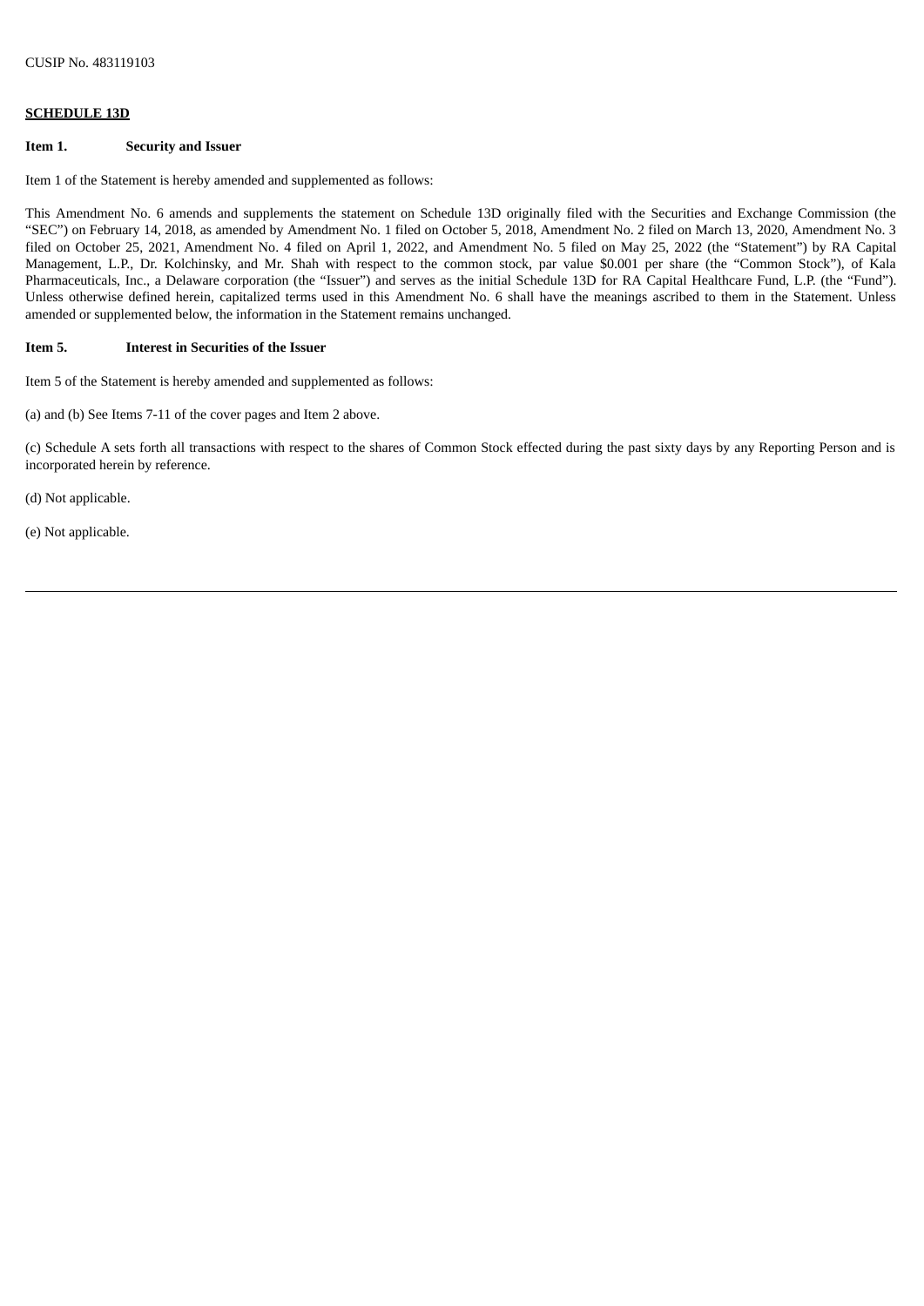CUSIP No. 483119103

**SCHEDULE 13D**

**Item 1. Security and Issuer**

Item 1 of the Statement is hereby amended and supplemented as follows:

This Amendment No. 6 amends and supplements the statement on Schedule 13D originally filed with the Securities and Exchange Commission (the "SEC") on February 14, 2018, as amended by Amendment No. 1 filed on October 5, 2018, Amendment No. 2 filed on March 13, 2020, Amendment No. 3 filed on October 25, 2021, Amendment No. 4 filed on April 1, 2022, and Amendment No. 5 filed on May 25, 2022 (the "Statement") by RA Capital Management, L.P., Dr. Kolchinsky, and Mr. Shah with respect to the common stock, par value $0.001 per share (the "Common Stock"), of Kala Pharmaceuticals, Inc., a Delaware corporation (the "Issuer") and serves as the initial Schedule 13D for RA Capital Healthcare Fund, L.P. (the "Fund"). Unless otherwise defined herein, capitalized terms used in this Amendment No. 6 shall have the meanings ascribed to them in the Statement. Unless amended or supplemented below, the information in the Statement remains unchanged.

**Item 5. Interest in Securities of the Issuer**

Item 5 of the Statement is hereby amended and supplemented as follows:

(a) and (b) See Items 7-11 of the cover pages and Item 2 above.

(c) Schedule A sets forth all transactions with respect to the shares of Common Stock effected during the past sixty days by any Reporting Person and is incorporated herein by reference.

(d) Not applicable.

(e) Not applicable.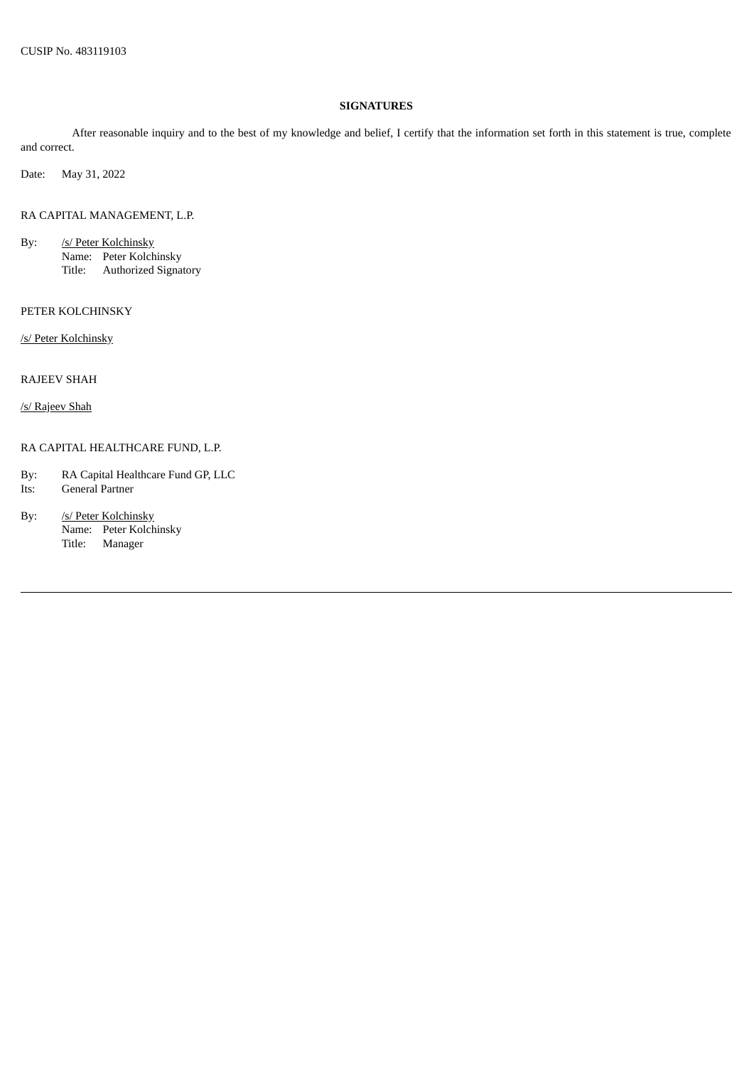CUSIP No. 483119103

**SIGNATURES**

After reasonable inquiry and to the best of my knowledge and belief, I certify that the information set forth in this statement is true, complete and correct.

Date: May 31, 2022

RA CAPITAL MANAGEMENT, L.P.

By: /s/ Peter Kolchinsky
Name: Peter Kolchinsky
Title: Authorized Signatory

PETER KOLCHINSKY

/s/ Peter Kolchinsky

RAJEEV SHAH

/s/ Rajeev Shah

RA CAPITAL HEALTHCARE FUND, L.P.

By: RA Capital Healthcare Fund GP, LLC
Its: General Partner

By: /s/ Peter Kolchinsky
Name: Peter Kolchinsky
Title: Manager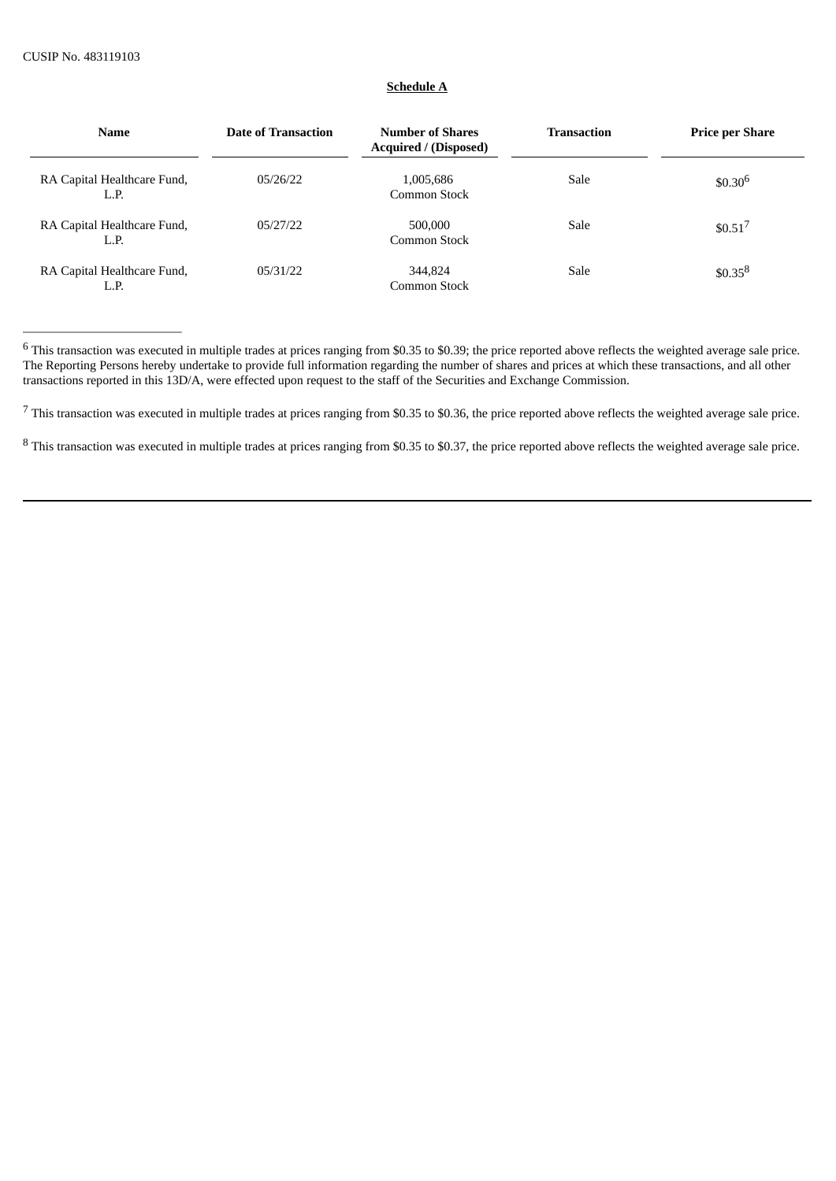CUSIP No. 483119103

**Schedule A**

| Name | Date of Transaction | Number of Shares Acquired / (Disposed) | Transaction | Price per Share |
|---|---|---|---|---|
| RA Capital Healthcare Fund, L.P. | 05/26/22 | 1,005,686 Common Stock | Sale | $0.30[6] |
| RA Capital Healthcare Fund, L.P. | 05/27/22 | 500,000 Common Stock | Sale | $0.51[7] |
| RA Capital Healthcare Fund, L.P. | 05/31/22 | 344,824 Common Stock | Sale | $0.35[8] |

[6] This transaction was executed in multiple trades at prices ranging from $0.35 to $0.39; the price reported above reflects the weighted average sale price. The Reporting Persons hereby undertake to provide full information regarding the number of shares and prices at which these transactions, and all other transactions reported in this 13D/A, were effected upon request to the staff of the Securities and Exchange Commission.

[7] This transaction was executed in multiple trades at prices ranging from $0.35 to $0.36, the price reported above reflects the weighted average sale price.

[8] This transaction was executed in multiple trades at prices ranging from $0.35 to $0.37, the price reported above reflects the weighted average sale price.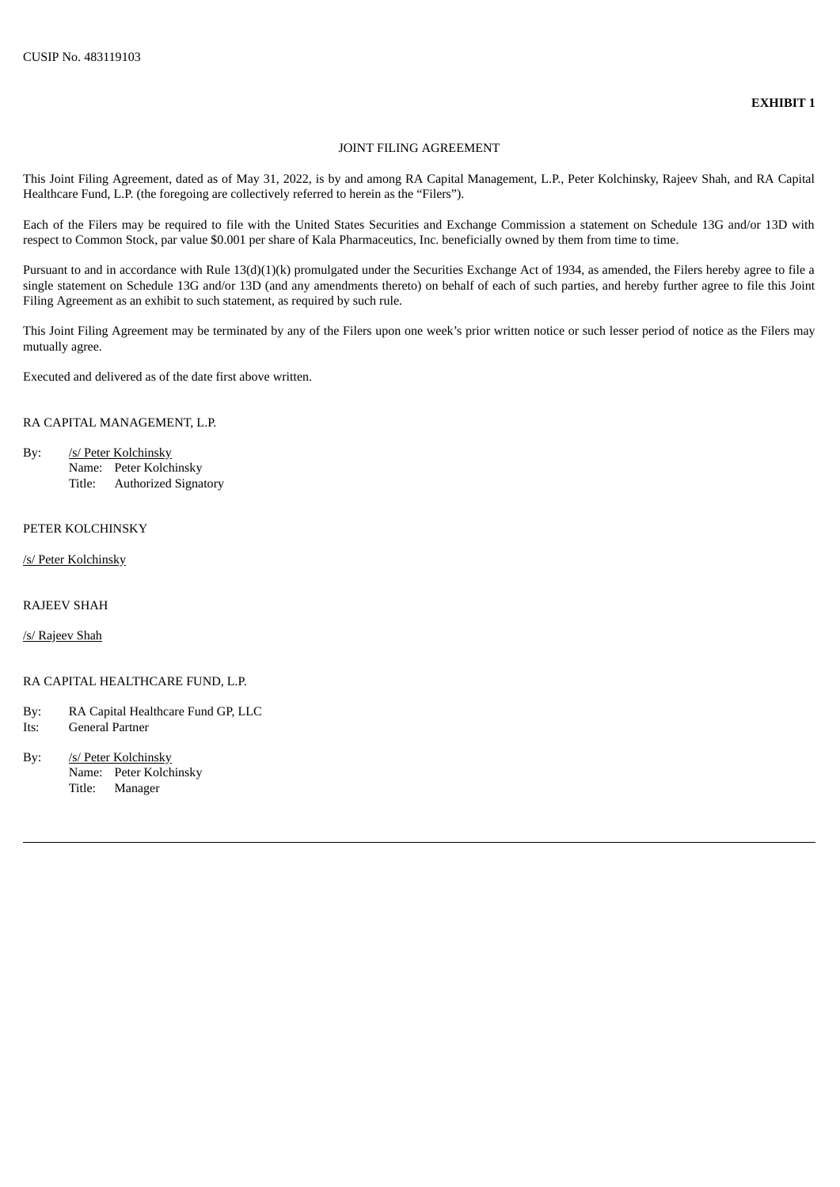CUSIP No. 483119103

**EXHIBIT 1**

JOINT FILING AGREEMENT

This Joint Filing Agreement, dated as of May 31, 2022, is by and among RA Capital Management, L.P., Peter Kolchinsky, Rajeev Shah, and RA Capital Healthcare Fund, L.P. (the foregoing are collectively referred to herein as the “Filers”).

Each of the Filers may be required to file with the United States Securities and Exchange Commission a statement on Schedule 13G and/or 13D with respect to Common Stock, par value $0.001 per share of Kala Pharmaceutics, Inc. beneficially owned by them from time to time.

Pursuant to and in accordance with Rule 13(d)(1)(k) promulgated under the Securities Exchange Act of 1934, as amended, the Filers hereby agree to file a single statement on Schedule 13G and/or 13D (and any amendments thereto) on behalf of each of such parties, and hereby further agree to file this Joint Filing Agreement as an exhibit to such statement, as required by such rule.

This Joint Filing Agreement may be terminated by any of the Filers upon one week’s prior written notice or such lesser period of notice as the Filers may mutually agree.

Executed and delivered as of the date first above written.

RA CAPITAL MANAGEMENT, L.P.

By: /s/ Peter Kolchinsky
Name: Peter Kolchinsky
Title: Authorized Signatory

PETER KOLCHINSKY

/s/ Peter Kolchinsky

RAJEEV SHAH

/s/ Rajeev Shah

RA CAPITAL HEALTHCARE FUND, L.P.

By: RA Capital Healthcare Fund GP, LLC
Its: General Partner

By: /s/ Peter Kolchinsky
Name: Peter Kolchinsky
Title: Manager